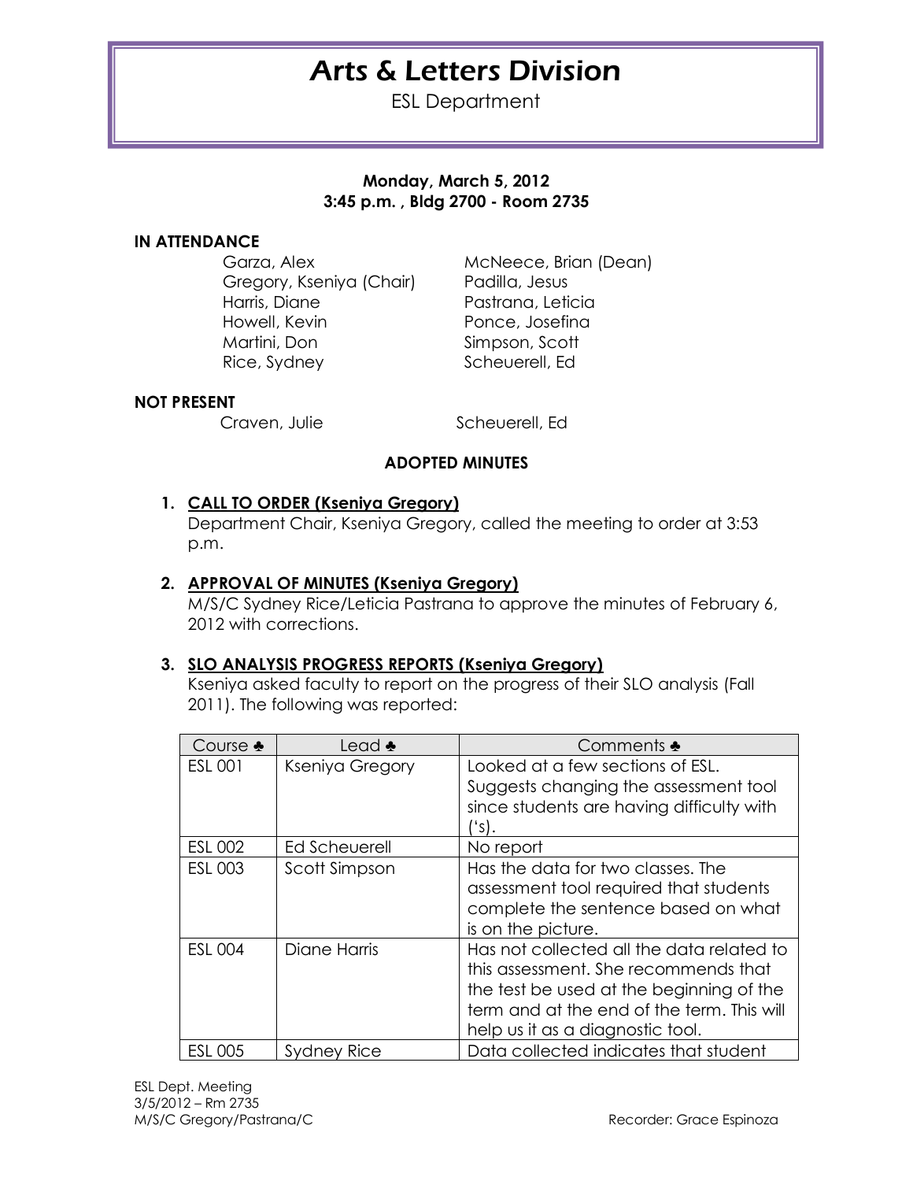# Arts & Letters Division

ESL Department

**Monday, March 5, 2012**
**3:45 p.m. , Bldg 2700 - Room 2735**

## IN ATTENDANCE

Garza, Alex
Gregory, Kseniya (Chair)
Harris, Diane
Howell, Kevin
Martini, Don
Rice, Sydney
McNeece, Brian (Dean)
Padilla, Jesus
Pastrana, Leticia
Ponce, Josefina
Simpson, Scott
Scheuerell, Ed

## NOT PRESENT

Craven, Julie
Scheuerell, Ed

## ADOPTED MINUTES

1. **CALL TO ORDER (Kseniya Gregory)**
   Department Chair, Kseniya Gregory, called the meeting to order at 3:53 p.m.

2. **APPROVAL OF MINUTES (Kseniya Gregory)**
   M/S/C Sydney Rice/Leticia Pastrana to approve the minutes of February 6, 2012 with corrections.

3. **SLO ANALYSIS PROGRESS REPORTS (Kseniya Gregory)**
   Kseniya asked faculty to report on the progress of their SLO analysis (Fall 2011). The following was reported:

| Course ♣ | Lead ♣ | Comments ♣ |
|---|---|---|
| ESL 001 | Kseniya Gregory | Looked at a few sections of ESL. Suggests changing the assessment tool since students are having difficulty with ('s). |
| ESL 002 | Ed Scheuerell | No report |
| ESL 003 | Scott Simpson | Has the data for two classes. The assessment tool required that students complete the sentence based on what is on the picture. |
| ESL 004 | Diane Harris | Has not collected all the data related to this assessment. She recommends that the test be used at the beginning of the term and at the end of the term. This will help us it as a diagnostic tool. |
| ESL 005 | Sydney Rice | Data collected indicates that student |

ESL Dept. Meeting
3/5/2012 – Rm 2735
M/S/C Gregory/Pastrana/C

Recorder: Grace Espinoza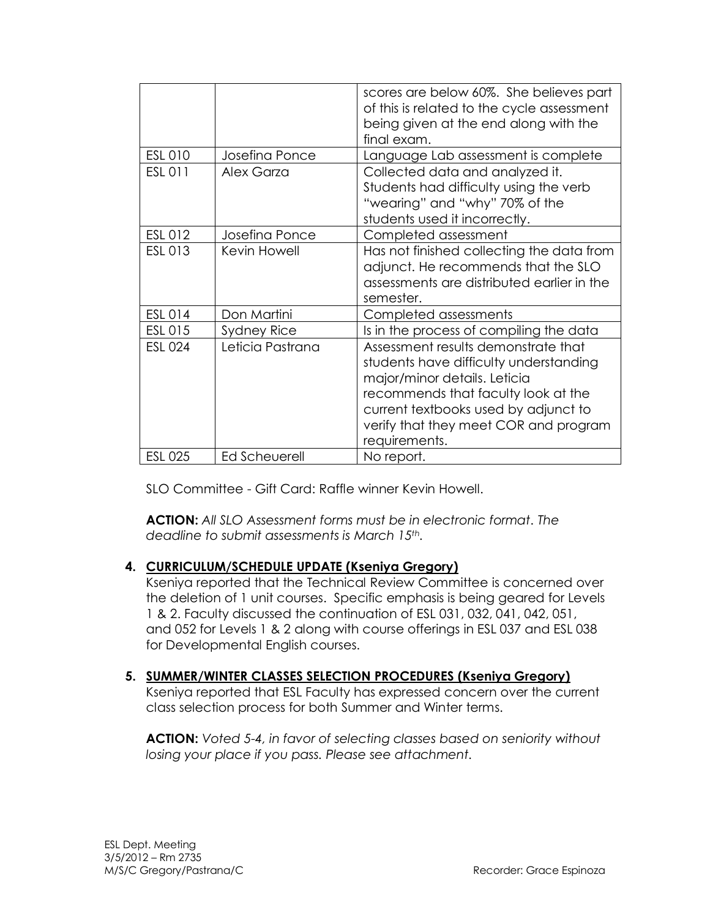| | | scores are below 60%. She believes part of this is related to the cycle assessment being given at the end along with the final exam. |
|---|---|---|
| ESL 010 | Josefina Ponce | Language Lab assessment is complete |
| ESL 011 | Alex Garza | Collected data and analyzed it. Students had difficulty using the verb "wearing" and "why" 70% of the students used it incorrectly. |
| ESL 012 | Josefina Ponce | Completed assessment |
| ESL 013 | Kevin Howell | Has not finished collecting the data from adjunct. He recommends that the SLO assessments are distributed earlier in the semester. |
| ESL 014 | Don Martini | Completed assessments |
| ESL 015 | Sydney Rice | Is in the process of compiling the data |
| ESL 024 | Leticia Pastrana | Assessment results demonstrate that students have difficulty understanding major/minor details. Leticia recommends that faculty look at the current textbooks used by adjunct to verify that they meet COR and program requirements. |
| ESL 025 | Ed Scheuerell | No report. |

SLO Committee - Gift Card: Raffle winner Kevin Howell.

**ACTION:** *All SLO Assessment forms must be in electronic format. The deadline to submit assessments is March 15th.*

**4. CURRICULUM/SCHEDULE UPDATE (Kseniya Gregory)**

Kseniya reported that the Technical Review Committee is concerned over the deletion of 1 unit courses. Specific emphasis is being geared for Levels 1 & 2. Faculty discussed the continuation of ESL 031, 032, 041, 042, 051, and 052 for Levels 1 & 2 along with course offerings in ESL 037 and ESL 038 for Developmental English courses.

**5. SUMMER/WINTER CLASSES SELECTION PROCEDURES (Kseniya Gregory)**

Kseniya reported that ESL Faculty has expressed concern over the current class selection process for both Summer and Winter terms.

**ACTION:** *Voted 5-4, in favor of selecting classes based on seniority without losing your place if you pass. Please see attachment.*

ESL Dept. Meeting
3/5/2012 – Rm 2735
M/S/C Gregory/Pastrana/C

Recorder: Grace Espinoza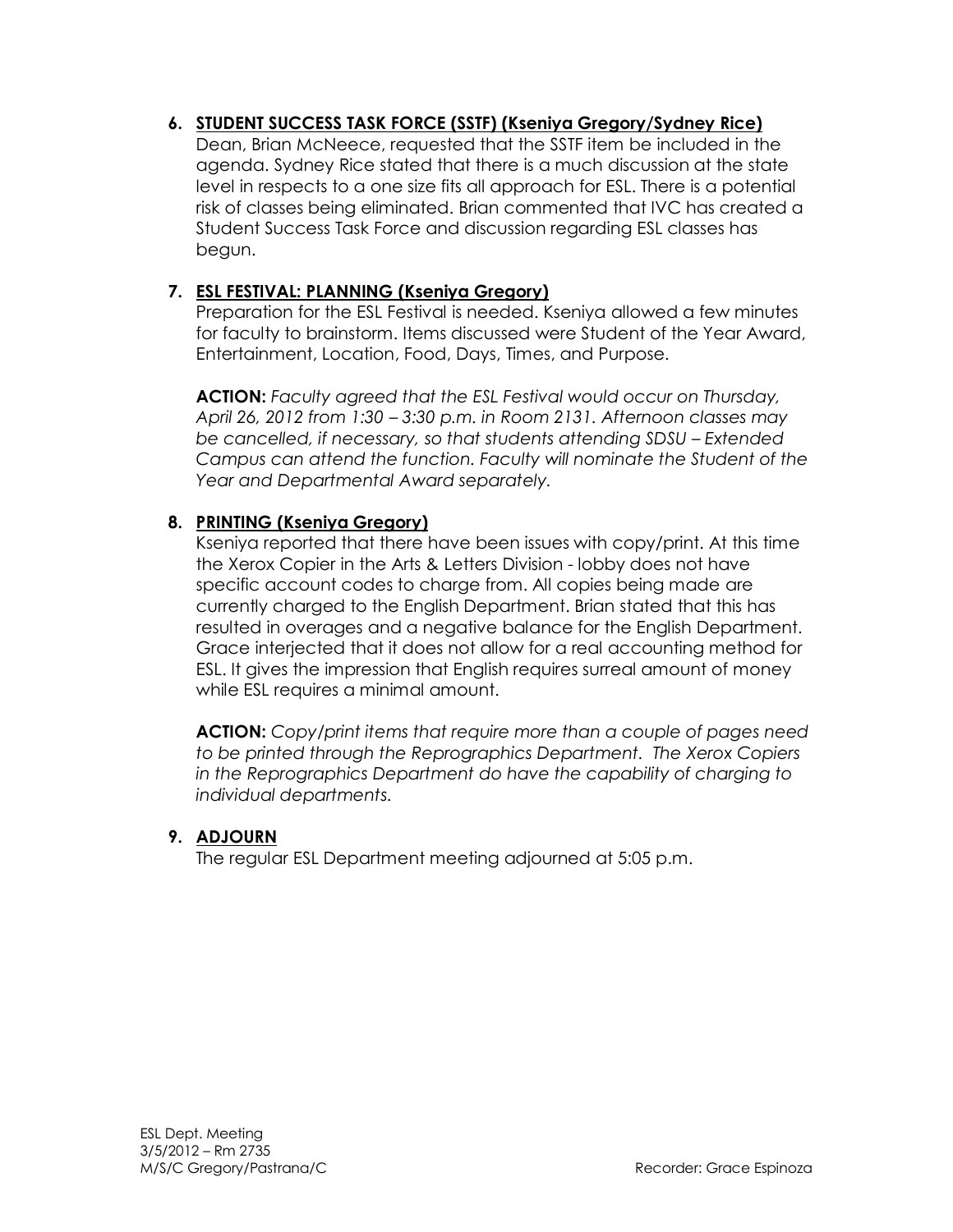6. **STUDENT SUCCESS TASK FORCE (SSTF) (Kseniya Gregory/Sydney Rice)**
   Dean, Brian McNeece, requested that the SSTF item be included in the agenda. Sydney Rice stated that there is a much discussion at the state level in respects to a one size fits all approach for ESL. There is a potential risk of classes being eliminated. Brian commented that IVC has created a Student Success Task Force and discussion regarding ESL classes has begun.

7. **ESL FESTIVAL: PLANNING (Kseniya Gregory)**
   Preparation for the ESL Festival is needed. Kseniya allowed a few minutes for faculty to brainstorm. Items discussed were Student of the Year Award, Entertainment, Location, Food, Days, Times, and Purpose.

   **ACTION:** *Faculty agreed that the ESL Festival would occur on Thursday, April 26, 2012 from 1:30 – 3:30 p.m. in Room 2131. Afternoon classes may be cancelled, if necessary, so that students attending SDSU – Extended Campus can attend the function. Faculty will nominate the Student of the Year and Departmental Award separately.*

8. **PRINTING (Kseniya Gregory)**
   Kseniya reported that there have been issues with copy/print. At this time the Xerox Copier in the Arts & Letters Division - lobby does not have specific account codes to charge from. All copies being made are currently charged to the English Department. Brian stated that this has resulted in overages and a negative balance for the English Department. Grace interjected that it does not allow for a real accounting method for ESL. It gives the impression that English requires surreal amount of money while ESL requires a minimal amount.

   **ACTION:** *Copy/print items that require more than a couple of pages need to be printed through the Reprographics Department. The Xerox Copiers in the Reprographics Department do have the capability of charging to individual departments.*

9. **ADJOURN**
   The regular ESL Department meeting adjourned at 5:05 p.m.

ESL Dept. Meeting
3/5/2012 – Rm 2735
M/S/C Gregory/Pastrana/C

Recorder: Grace Espinoza